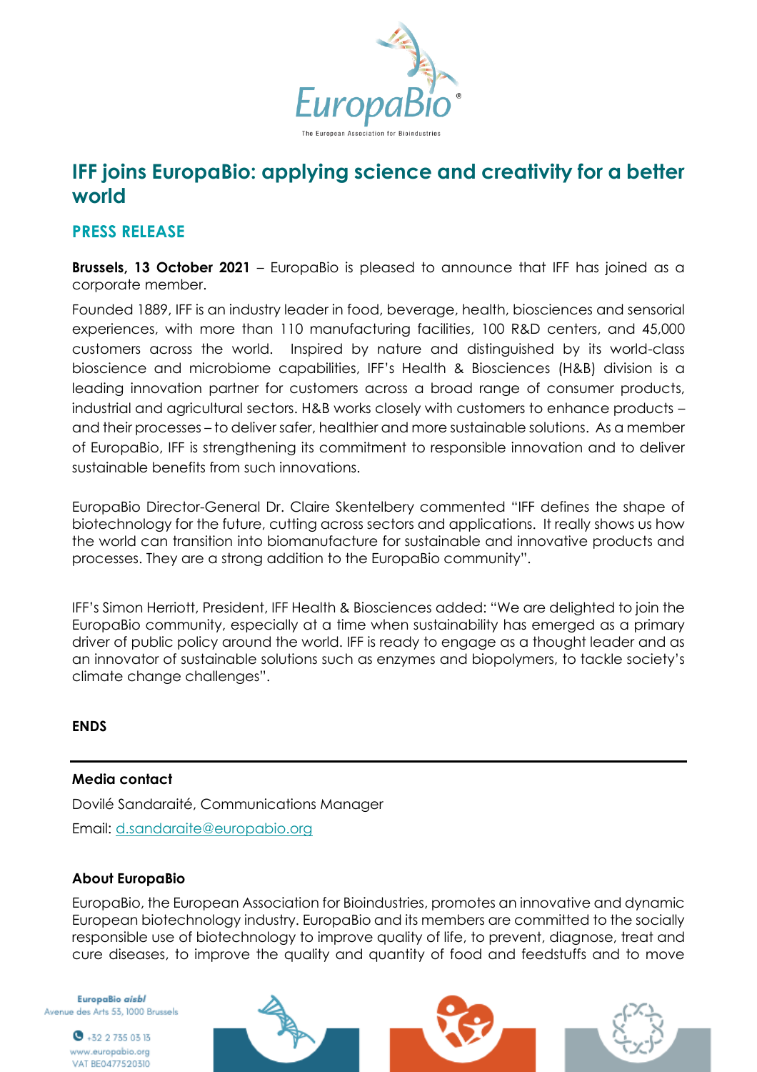# IFF joins EuropaBio: applying science and creativity for a better world

## PRESS RELEASE

**Brussels, 13 October 2021** – EuropaBio is pleased to announce that IFF has joined as a corporate member.

Founded 1889, IFF is an industry leader in food, beverage, health, biosciences and sensorial experiences, with more than 110 manufacturing facilities, 100 R&D centers, and 45,000 customers across the world. Inspired by nature and distinguished by its world-class bioscience and microbiome capabilities, IFF's Health & Biosciences (H&B) division is a leading innovation partner for customers across a broad range of consumer products, industrial and agricultural sectors. H&B works closely with customers to enhance products – and their processes – to deliver safer, healthier and more sustainable solutions. As a member of EuropaBio, IFF is strengthening its commitment to responsible innovation and to deliver sustainable benefits from such innovations.

EuropaBio Director-General Dr. Claire Skentelbery commented "IFF defines the shape of biotechnology for the future, cutting across sectors and applications. It really shows us how the world can transition into biomanufacture for sustainable and innovative products and processes. They are a strong addition to the EuropaBio community".

IFF's Simon Herriott, President, IFF Health & Biosciences added: "We are delighted to join the EuropaBio community, especially at a time when sustainability has emerged as a primary driver of public policy around the world. IFF is ready to engage as a thought leader and as an innovator of sustainable solutions such as enzymes and biopolymers, to tackle society's climate change challenges".

**ENDS**

---

**Media contact**

Dovilé Sandaraité, Communications Manager

Email: d.sandaraite@europabio.org

**About EuropaBio**

EuropaBio, the European Association for Bioindustries, promotes an innovative and dynamic European biotechnology industry. EuropaBio and its members are committed to the socially responsible use of biotechnology to improve quality of life, to prevent, diagnose, treat and cure diseases, to improve the quality and quantity of food and feedstuffs and to move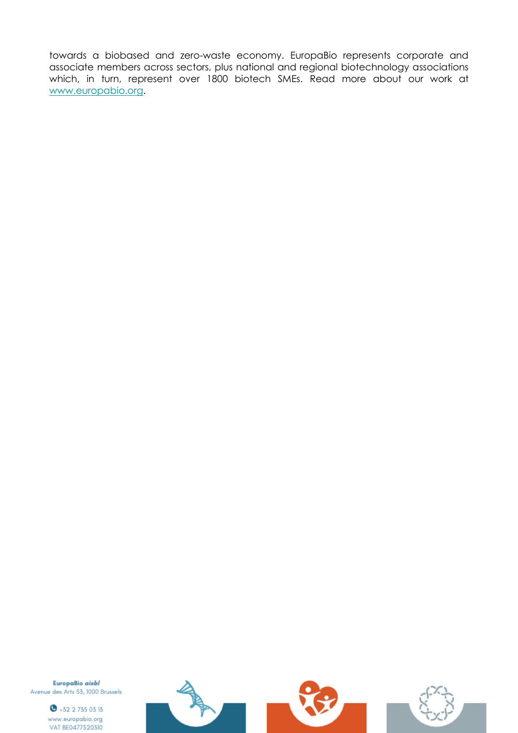towards a biobased and zero-waste economy. EuropaBio represents corporate and associate members across sectors, plus national and regional biotechnology associations which, in turn, represent over 1800 biotech SMEs. Read more about our work at [www.europabio.org](http://www.europabio.org).